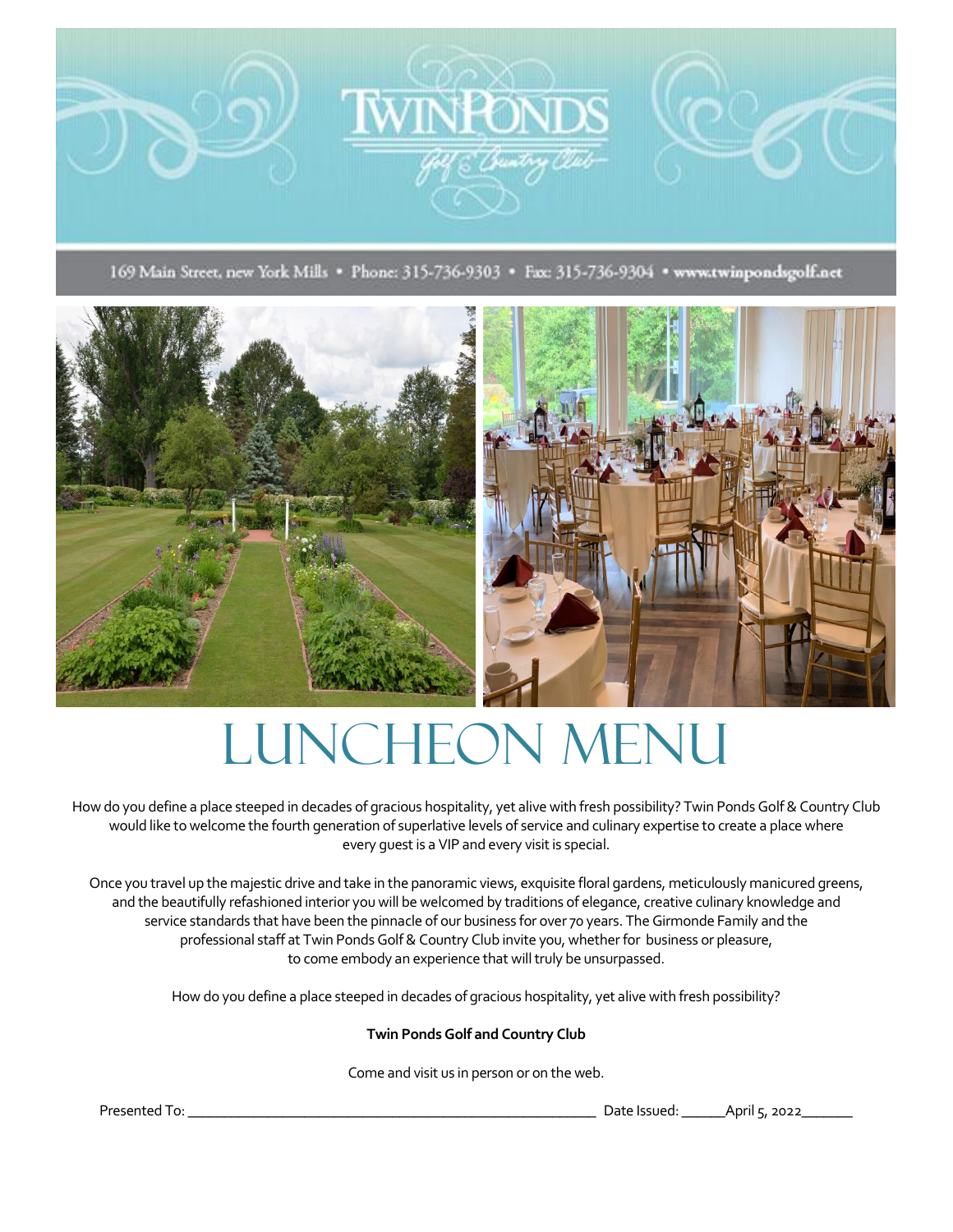# TwinPonds

*Golf & Country Club*

169 Main Street, new York Mills • Phone: 315-736-9303 • Fax: 315-736-9304 • www.twinpondsgolf.net

# LUNCHEON MENU

How do you define a place steeped in decades of gracious hospitality, yet alive with fresh possibility? Twin Ponds Golf & Country Club would like to welcome the fourth generation of superlative levels of service and culinary expertise to create a place where every guest is a VIP and every visit is special.

Once you travel up the majestic drive and take in the panoramic views, exquisite floral gardens, meticulously manicured greens, and the beautifully refashioned interior you will be welcomed by traditions of elegance, creative culinary knowledge and service standards that have been the pinnacle of our business for over 70 years. The Girmonde Family and the professional staff at Twin Ponds Golf & Country Club invite you, whether for business or pleasure, to come embody an experience that will truly be unsurpassed.

How do you define a place steeped in decades of gracious hospitality, yet alive with fresh possibility?

**Twin Ponds Golf and Country Club**

Come and visit us in person or on the web.

Presented To: ______________________________ Date Issued: ______April 5, 2022_______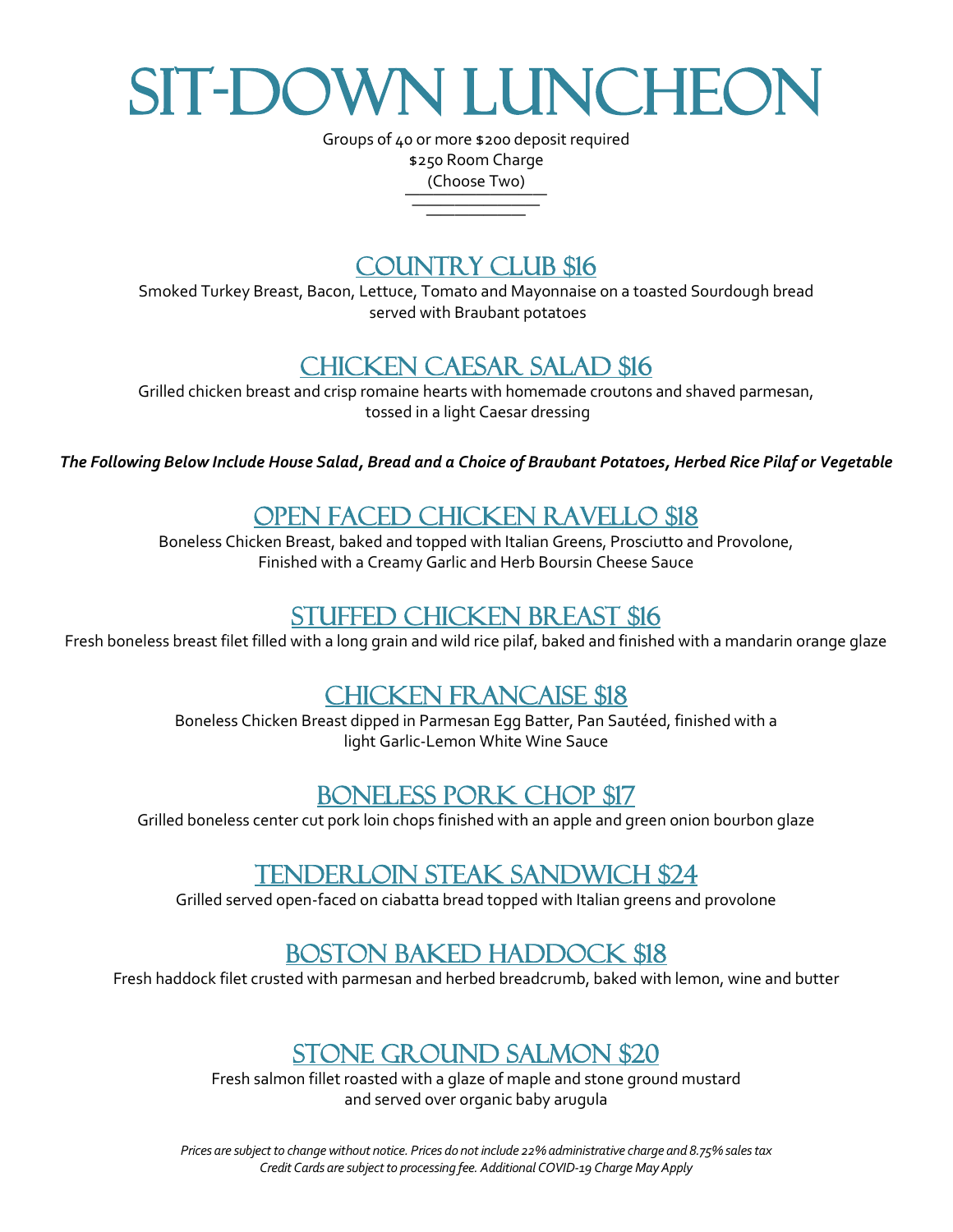# SIT-DOWN LUNCHEON

Groups of 40 or more $200 deposit required
$250 Room Charge
(Choose Two)

## COUNTRY CLUB $16

Smoked Turkey Breast, Bacon, Lettuce, Tomato and Mayonnaise on a toasted Sourdough bread served with Braubant potatoes

## CHICKEN CAESAR SALAD $16

Grilled chicken breast and crisp romaine hearts with homemade croutons and shaved parmesan, tossed in a light Caesar dressing

***The Following Below Include House Salad, Bread and a Choice of Braubant Potatoes, Herbed Rice Pilaf or Vegetable***

## OPEN FACED CHICKEN RAVELLO $18

Boneless Chicken Breast, baked and topped with Italian Greens, Prosciutto and Provolone, Finished with a Creamy Garlic and Herb Boursin Cheese Sauce

## STUFFED CHICKEN BREAST $16

Fresh boneless breast filet filled with a long grain and wild rice pilaf, baked and finished with a mandarin orange glaze

## CHICKEN FRANCAISE $18

Boneless Chicken Breast dipped in Parmesan Egg Batter, Pan Sautéed, finished with a light Garlic-Lemon White Wine Sauce

## BONELESS PORK CHOP $17

Grilled boneless center cut pork loin chops finished with an apple and green onion bourbon glaze

## TENDERLOIN STEAK SANDWICH $24

Grilled served open-faced on ciabatta bread topped with Italian greens and provolone

## BOSTON BAKED HADDOCK $18

Fresh haddock filet crusted with parmesan and herbed breadcrumb, baked with lemon, wine and butter

## STONE GROUND SALMON $20

Fresh salmon fillet roasted with a glaze of maple and stone ground mustard and served over organic baby arugula

*Prices are subject to change without notice. Prices do not include 22% administrative charge and 8.75% sales tax*
*Credit Cards are subject to processing fee. Additional COVID-19 Charge May Apply*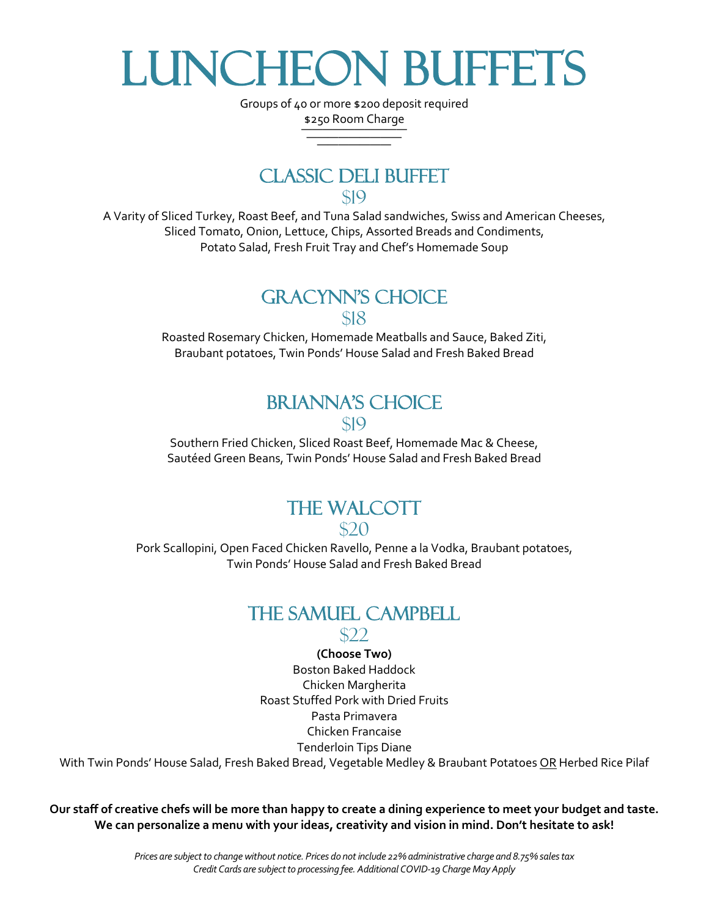# Luncheon Buffets

Groups of 40 or more $200 deposit required
$250 Room Charge

## Classic Deli Buffet

$19

A Varity of Sliced Turkey, Roast Beef, and Tuna Salad sandwiches, Swiss and American Cheeses, Sliced Tomato, Onion, Lettuce, Chips, Assorted Breads and Condiments, Potato Salad, Fresh Fruit Tray and Chef's Homemade Soup

## Gracynn's Choice

$18

Roasted Rosemary Chicken, Homemade Meatballs and Sauce, Baked Ziti, Braubant potatoes, Twin Ponds' House Salad and Fresh Baked Bread

## Brianna's Choice

$19

Southern Fried Chicken, Sliced Roast Beef, Homemade Mac & Cheese, Sautéed Green Beans, Twin Ponds' House Salad and Fresh Baked Bread

## The Walcott

$20

Pork Scallopini, Open Faced Chicken Ravello, Penne a la Vodka, Braubant potatoes, Twin Ponds' House Salad and Fresh Baked Bread

## The Samuel Campbell

$22

**(Choose Two)**

Boston Baked Haddock
Chicken Margherita
Roast Stuffed Pork with Dried Fruits
Pasta Primavera
Chicken Francaise
Tenderloin Tips Diane

With Twin Ponds' House Salad, Fresh Baked Bread, Vegetable Medley & Braubant Potatoes OR Herbed Rice Pilaf

**Our staff of creative chefs will be more than happy to create a dining experience to meet your budget and taste. We can personalize a menu with your ideas, creativity and vision in mind. Don't hesitate to ask!**

*Prices are subject to change without notice. Prices do not include 22% administrative charge and 8.75% sales tax*
*Credit Cards are subject to processing fee. Additional COVID-19 Charge May Apply*